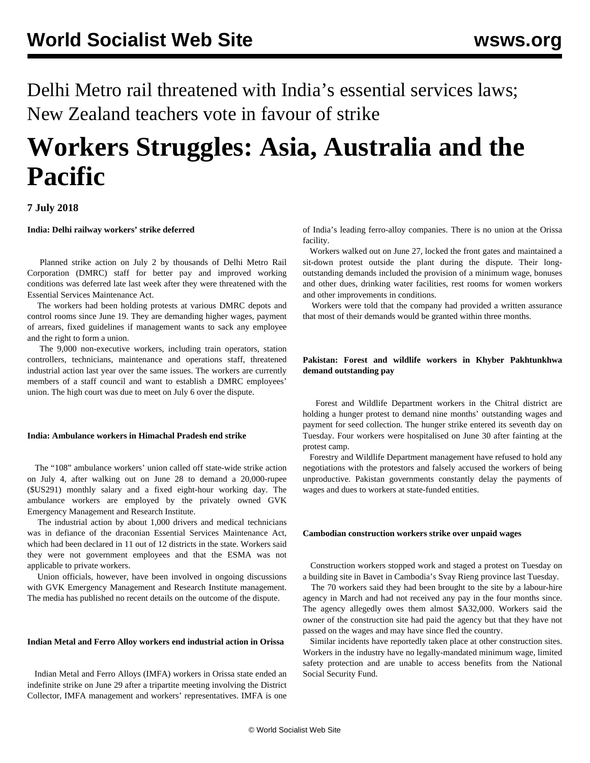Delhi Metro rail threatened with India’s essential services laws; New Zealand teachers vote in favour of strike

# Workers Struggles: Asia, Australia and the Pacific

**7 July 2018**

**India: Delhi railway workers’ strike deferred**

Planned strike action on July 2 by thousands of Delhi Metro Rail Corporation (DMRC) staff for better pay and improved working conditions was deferred late last week after they were threatened with the Essential Services Maintenance Act.

The workers had been holding protests at various DMRC depots and control rooms since June 19. They are demanding higher wages, payment of arrears, fixed guidelines if management wants to sack any employee and the right to form a union.

The 9,000 non-executive workers, including train operators, station controllers, technicians, maintenance and operations staff, threatened industrial action last year over the same issues. The workers are currently members of a staff council and want to establish a DMRC employees’ union. The high court was due to meet on July 6 over the dispute.

**India: Ambulance workers in Himachal Pradesh end strike**

The “108” ambulance workers’ union called off state-wide strike action on July 4, after walking out on June 28 to demand a 20,000-rupee ($US291) monthly salary and a fixed eight-hour working day. The ambulance workers are employed by the privately owned GVK Emergency Management and Research Institute.

The industrial action by about 1,000 drivers and medical technicians was in defiance of the draconian Essential Services Maintenance Act, which had been declared in 11 out of 12 districts in the state. Workers said they were not government employees and that the ESMA was not applicable to private workers.

Union officials, however, have been involved in ongoing discussions with GVK Emergency Management and Research Institute management. The media has published no recent details on the outcome of the dispute.

**Indian Metal and Ferro Alloy workers end industrial action in Orissa**

Indian Metal and Ferro Alloys (IMFA) workers in Orissa state ended an indefinite strike on June 29 after a tripartite meeting involving the District Collector, IMFA management and workers’ representatives. IMFA is one of India’s leading ferro-alloy companies. There is no union at the Orissa facility.

Workers walked out on June 27, locked the front gates and maintained a sit-down protest outside the plant during the dispute. Their long-outstanding demands included the provision of a minimum wage, bonuses and other dues, drinking water facilities, rest rooms for women workers and other improvements in conditions.

Workers were told that the company had provided a written assurance that most of their demands would be granted within three months.

**Pakistan: Forest and wildlife workers in Khyber Pakhtunkhwa demand outstanding pay**

Forest and Wildlife Department workers in the Chitral district are holding a hunger protest to demand nine months’ outstanding wages and payment for seed collection. The hunger strike entered its seventh day on Tuesday. Four workers were hospitalised on June 30 after fainting at the protest camp.

Forestry and Wildlife Department management have refused to hold any negotiations with the protestors and falsely accused the workers of being unproductive. Pakistan governments constantly delay the payments of wages and dues to workers at state-funded entities.

**Cambodian construction workers strike over unpaid wages**

Construction workers stopped work and staged a protest on Tuesday on a building site in Bavet in Cambodia’s Svay Rieng province last Tuesday.

The 70 workers said they had been brought to the site by a labour-hire agency in March and had not received any pay in the four months since. The agency allegedly owes them almost $A32,000. Workers said the owner of the construction site had paid the agency but that they have not passed on the wages and may have since fled the country.

Similar incidents have reportedly taken place at other construction sites. Workers in the industry have no legally-mandated minimum wage, limited safety protection and are unable to access benefits from the National Social Security Fund.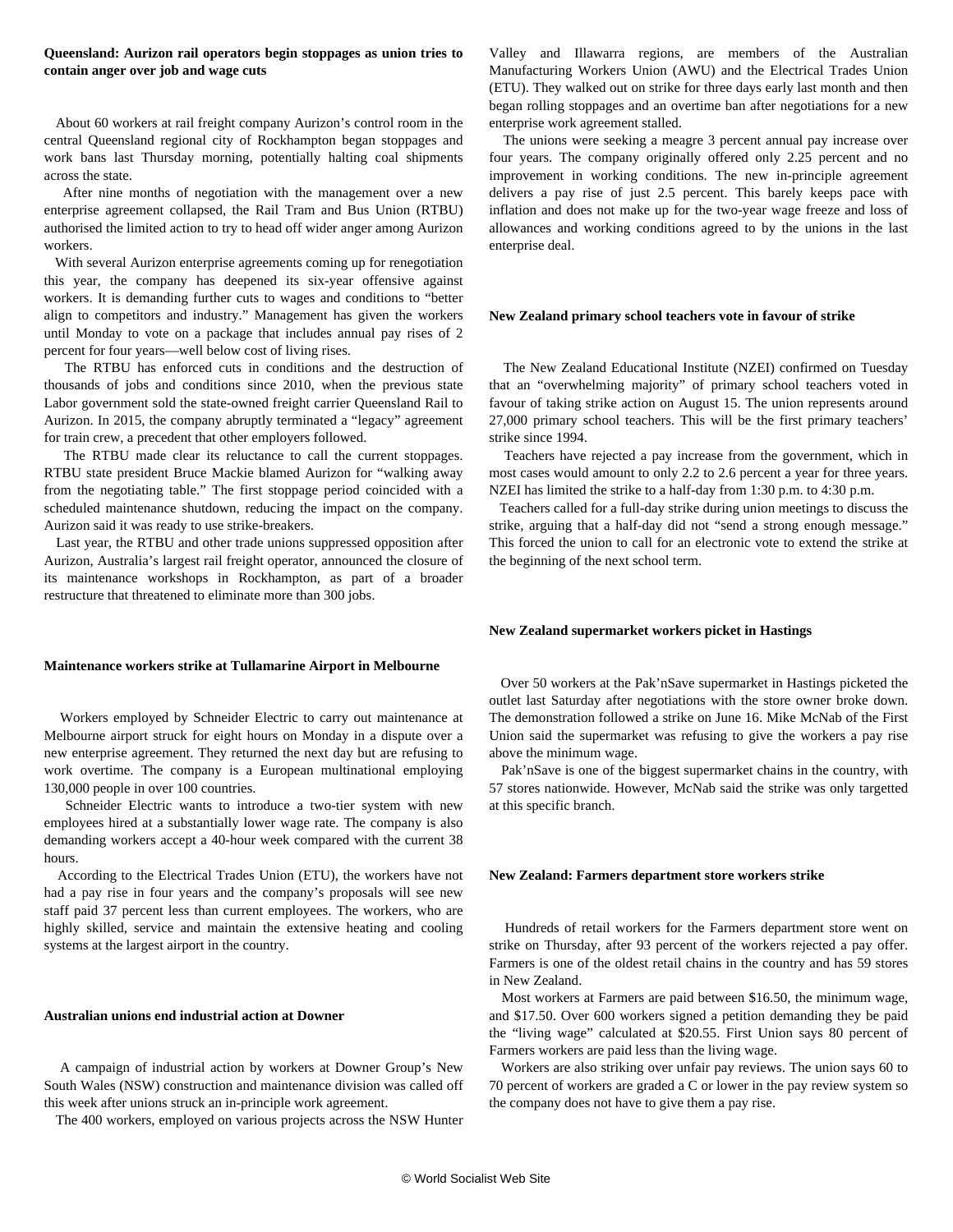**Queensland: Aurizon rail operators begin stoppages as union tries to contain anger over job and wage cuts**

About 60 workers at rail freight company Aurizon's control room in the central Queensland regional city of Rockhampton began stoppages and work bans last Thursday morning, potentially halting coal shipments across the state.

After nine months of negotiation with the management over a new enterprise agreement collapsed, the Rail Tram and Bus Union (RTBU) authorised the limited action to try to head off wider anger among Aurizon workers.

With several Aurizon enterprise agreements coming up for renegotiation this year, the company has deepened its six-year offensive against workers. It is demanding further cuts to wages and conditions to "better align to competitors and industry." Management has given the workers until Monday to vote on a package that includes annual pay rises of 2 percent for four years—well below cost of living rises.

The RTBU has enforced cuts in conditions and the destruction of thousands of jobs and conditions since 2010, when the previous state Labor government sold the state-owned freight carrier Queensland Rail to Aurizon. In 2015, the company abruptly terminated a "legacy" agreement for train crew, a precedent that other employers followed.

The RTBU made clear its reluctance to call the current stoppages. RTBU state president Bruce Mackie blamed Aurizon for "walking away from the negotiating table." The first stoppage period coincided with a scheduled maintenance shutdown, reducing the impact on the company. Aurizon said it was ready to use strike-breakers.

Last year, the RTBU and other trade unions suppressed opposition after Aurizon, Australia's largest rail freight operator, announced the closure of its maintenance workshops in Rockhampton, as part of a broader restructure that threatened to eliminate more than 300 jobs.

**Maintenance workers strike at Tullamarine Airport in Melbourne**

Workers employed by Schneider Electric to carry out maintenance at Melbourne airport struck for eight hours on Monday in a dispute over a new enterprise agreement. They returned the next day but are refusing to work overtime. The company is a European multinational employing 130,000 people in over 100 countries.

Schneider Electric wants to introduce a two-tier system with new employees hired at a substantially lower wage rate. The company is also demanding workers accept a 40-hour week compared with the current 38 hours.

According to the Electrical Trades Union (ETU), the workers have not had a pay rise in four years and the company's proposals will see new staff paid 37 percent less than current employees. The workers, who are highly skilled, service and maintain the extensive heating and cooling systems at the largest airport in the country.

**Australian unions end industrial action at Downer**

A campaign of industrial action by workers at Downer Group's New South Wales (NSW) construction and maintenance division was called off this week after unions struck an in-principle work agreement.

The 400 workers, employed on various projects across the NSW Hunter Valley and Illawarra regions, are members of the Australian Manufacturing Workers Union (AWU) and the Electrical Trades Union (ETU). They walked out on strike for three days early last month and then began rolling stoppages and an overtime ban after negotiations for a new enterprise work agreement stalled.

The unions were seeking a meagre 3 percent annual pay increase over four years. The company originally offered only 2.25 percent and no improvement in working conditions. The new in-principle agreement delivers a pay rise of just 2.5 percent. This barely keeps pace with inflation and does not make up for the two-year wage freeze and loss of allowances and working conditions agreed to by the unions in the last enterprise deal.

**New Zealand primary school teachers vote in favour of strike**

The New Zealand Educational Institute (NZEI) confirmed on Tuesday that an "overwhelming majority" of primary school teachers voted in favour of taking strike action on August 15. The union represents around 27,000 primary school teachers. This will be the first primary teachers' strike since 1994.

Teachers have rejected a pay increase from the government, which in most cases would amount to only 2.2 to 2.6 percent a year for three years. NZEI has limited the strike to a half-day from 1:30 p.m. to 4:30 p.m.

Teachers called for a full-day strike during union meetings to discuss the strike, arguing that a half-day did not "send a strong enough message." This forced the union to call for an electronic vote to extend the strike at the beginning of the next school term.

**New Zealand supermarket workers picket in Hastings**

Over 50 workers at the Pak'nSave supermarket in Hastings picketed the outlet last Saturday after negotiations with the store owner broke down. The demonstration followed a strike on June 16. Mike McNab of the First Union said the supermarket was refusing to give the workers a pay rise above the minimum wage.

Pak'nSave is one of the biggest supermarket chains in the country, with 57 stores nationwide. However, McNab said the strike was only targetted at this specific branch.

**New Zealand: Farmers department store workers strike**

Hundreds of retail workers for the Farmers department store went on strike on Thursday, after 93 percent of the workers rejected a pay offer. Farmers is one of the oldest retail chains in the country and has 59 stores in New Zealand.

Most workers at Farmers are paid between $16.50, the minimum wage, and $17.50. Over 600 workers signed a petition demanding they be paid the "living wage" calculated at $20.55. First Union says 80 percent of Farmers workers are paid less than the living wage.

Workers are also striking over unfair pay reviews. The union says 60 to 70 percent of workers are graded a C or lower in the pay review system so the company does not have to give them a pay rise.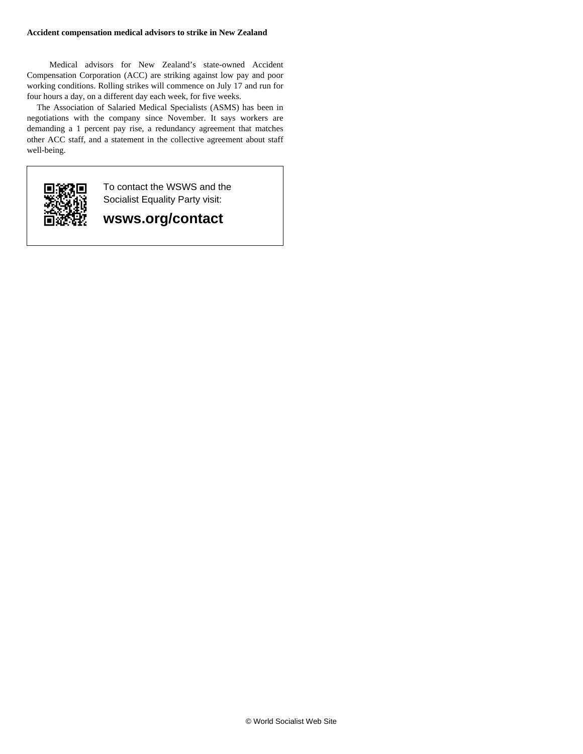**Accident compensation medical advisors to strike in New Zealand**

Medical advisors for New Zealand's state-owned Accident Compensation Corporation (ACC) are striking against low pay and poor working conditions. Rolling strikes will commence on July 17 and run for four hours a day, on a different day each week, for five weeks.

The Association of Salaried Medical Specialists (ASMS) has been in negotiations with the company since November. It says workers are demanding a 1 percent pay rise, a redundancy agreement that matches other ACC staff, and a statement in the collective agreement about staff well-being.

To contact the WSWS and the Socialist Equality Party visit:

**wsws.org/contact**